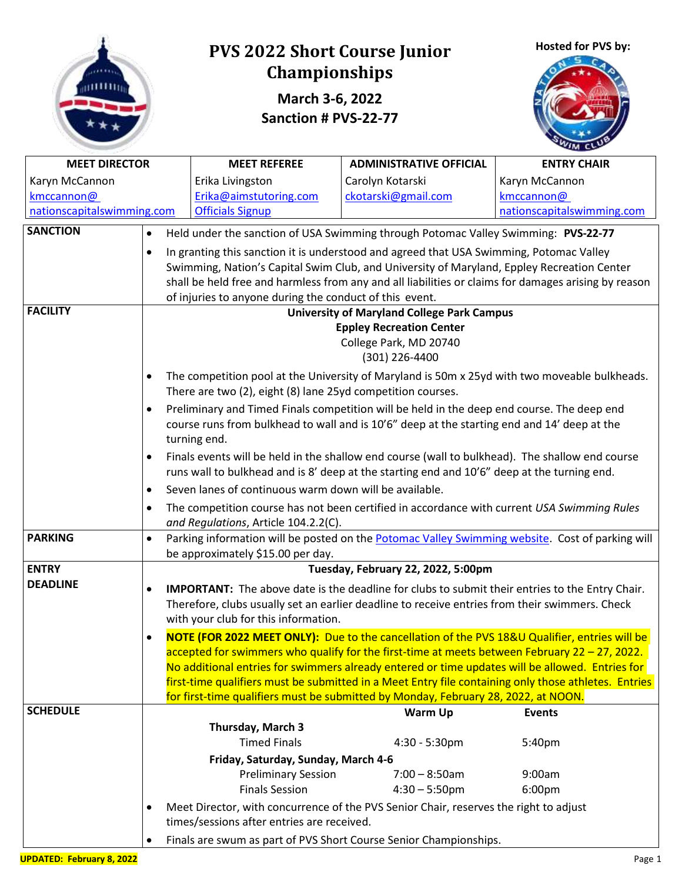# PVS 2022 Short Course Junior Championships

**March 3-6, 2022**
**Sanction # PVS-22-77**

**Hosted for PVS by:**

| MEET DIRECTOR | MEET REFEREE | ADMINISTRATIVE OFFICIAL | ENTRY CHAIR |
|---|---|---|---|
| Karyn McCannon<br>kmccannon@nationscapitalswimming.com | Erika Livingston<br>Erika@aimstutoring.com<br>Officials Signup | Carolyn Kotarski<br>ckotarski@gmail.com | Karyn McCannon<br>kmccannon@nationscapitalswimming.com |

**SANCTION**

- Held under the sanction of USA Swimming through Potomac Valley Swimming: **PVS-22-77**
- In granting this sanction it is understood and agreed that USA Swimming, Potomac Valley Swimming, Nation's Capital Swim Club, and University of Maryland, Eppley Recreation Center shall be held free and harmless from any and all liabilities or claims for damages arising by reason of injuries to anyone during the conduct of this event.

**FACILITY**

**University of Maryland College Park Campus**
**Eppley Recreation Center**
College Park, MD 20740
(301) 226-4400

- The competition pool at the University of Maryland is 50m x 25yd with two moveable bulkheads. There are two (2), eight (8) lane 25yd competition courses.
- Preliminary and Timed Finals competition will be held in the deep end course. The deep end course runs from bulkhead to wall and is 10'6" deep at the starting end and 14' deep at the turning end.
- Finals events will be held in the shallow end course (wall to bulkhead). The shallow end course runs wall to bulkhead and is 8' deep at the starting end and 10'6" deep at the turning end.
- Seven lanes of continuous warm down will be available.
- The competition course has not been certified in accordance with current *USA Swimming Rules and Regulations*, Article 104.2.2(C).

**PARKING**

- Parking information will be posted on the Potomac Valley Swimming website. Cost of parking will be approximately $15.00 per day.

**ENTRY DEADLINE**

**Tuesday, February 22, 2022, 5:00pm**

- **IMPORTANT:** The above date is the deadline for clubs to submit their entries to the Entry Chair. Therefore, clubs usually set an earlier deadline to receive entries from their swimmers. Check with your club for this information.
- **NOTE (FOR 2022 MEET ONLY):** Due to the cancellation of the PVS 18&U Qualifier, entries will be accepted for swimmers who qualify for the first-time at meets between February 22 – 27, 2022. No additional entries for swimmers already entered or time updates will be allowed. Entries for first-time qualifiers must be submitted in a Meet Entry file containing only those athletes. Entries for first-time qualifiers must be submitted by Monday, February 28, 2022, at NOON.

**SCHEDULE**

| | Warm Up | Events |
|---|---|---|
| **Thursday, March 3** | | |
| Timed Finals | 4:30 - 5:30pm | 5:40pm |
| **Friday, Saturday, Sunday, March 4-6** | | |
| Preliminary Session | 7:00 – 8:50am | 9:00am |
| Finals Session | 4:30 – 5:50pm | 6:00pm |

- Meet Director, with concurrence of the PVS Senior Chair, reserves the right to adjust times/sessions after entries are received.
- Finals are swum as part of PVS Short Course Senior Championships.

**UPDATED: February 8, 2022**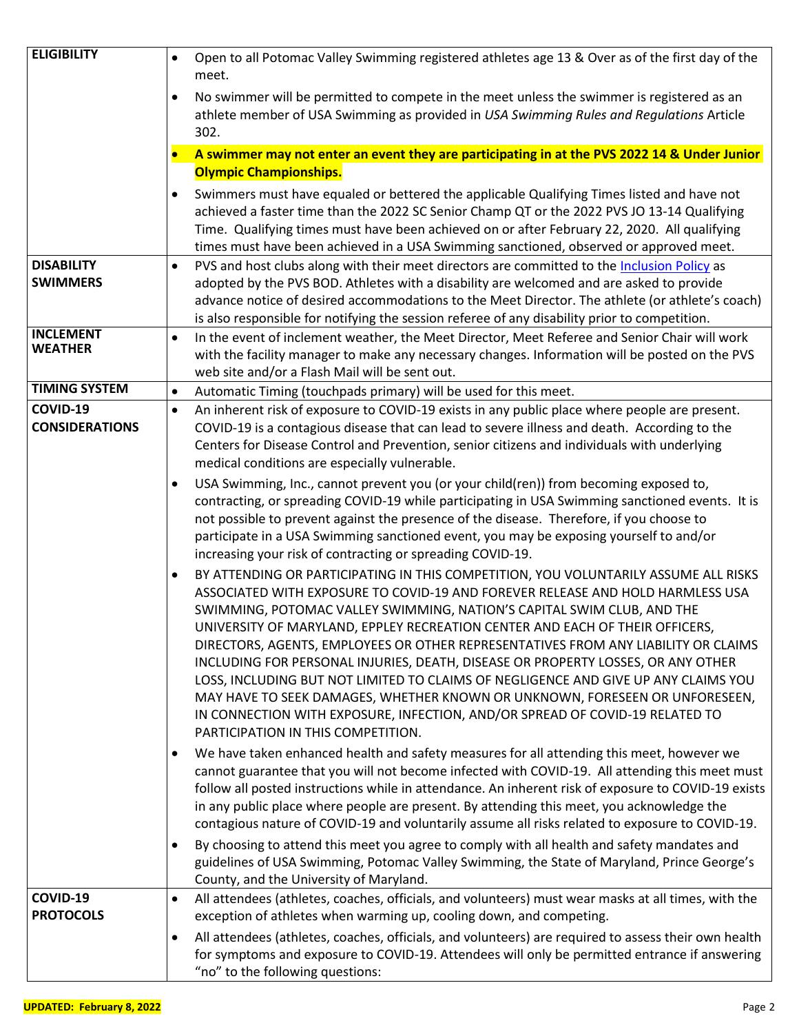| | |
|---|---|
| **ELIGIBILITY** | • Open to all Potomac Valley Swimming registered athletes age 13 & Over as of the first day of the meet.<br>• No swimmer will be permitted to compete in the meet unless the swimmer is registered as an athlete member of USA Swimming as provided in *USA Swimming Rules and Regulations* Article 302.<br>• **A swimmer may not enter an event they are participating in at the PVS 2022 14 & Under Junior Olympic Championships.**<br>• Swimmers must have equaled or bettered the applicable Qualifying Times listed and have not achieved a faster time than the 2022 SC Senior Champ QT or the 2022 PVS JO 13-14 Qualifying Time. Qualifying times must have been achieved on or after February 22, 2020. All qualifying times must have been achieved in a USA Swimming sanctioned, observed or approved meet. |
| **DISABILITY SWIMMERS** | • PVS and host clubs along with their meet directors are committed to the Inclusion Policy as adopted by the PVS BOD. Athletes with a disability are welcomed and are asked to provide advance notice of desired accommodations to the Meet Director. The athlete (or athlete's coach) is also responsible for notifying the session referee of any disability prior to competition. |
| **INCLEMENT WEATHER** | • In the event of inclement weather, the Meet Director, Meet Referee and Senior Chair will work with the facility manager to make any necessary changes. Information will be posted on the PVS web site and/or a Flash Mail will be sent out. |
| **TIMING SYSTEM** | • Automatic Timing (touchpads primary) will be used for this meet. |
| **COVID-19 CONSIDERATIONS** | • An inherent risk of exposure to COVID-19 exists in any public place where people are present. COVID-19 is a contagious disease that can lead to severe illness and death. According to the Centers for Disease Control and Prevention, senior citizens and individuals with underlying medical conditions are especially vulnerable.<br>• USA Swimming, Inc., cannot prevent you (or your child(ren)) from becoming exposed to, contracting, or spreading COVID-19 while participating in USA Swimming sanctioned events. It is not possible to prevent against the presence of the disease. Therefore, if you choose to participate in a USA Swimming sanctioned event, you may be exposing yourself to and/or increasing your risk of contracting or spreading COVID-19.<br>• BY ATTENDING OR PARTICIPATING IN THIS COMPETITION, YOU VOLUNTARILY ASSUME ALL RISKS ASSOCIATED WITH EXPOSURE TO COVID-19 AND FOREVER RELEASE AND HOLD HARMLESS USA SWIMMING, POTOMAC VALLEY SWIMMING, NATION'S CAPITAL SWIM CLUB, AND THE UNIVERSITY OF MARYLAND, EPPLEY RECREATION CENTER AND EACH OF THEIR OFFICERS, DIRECTORS, AGENTS, EMPLOYEES OR OTHER REPRESENTATIVES FROM ANY LIABILITY OR CLAIMS INCLUDING FOR PERSONAL INJURIES, DEATH, DISEASE OR PROPERTY LOSSES, OR ANY OTHER LOSS, INCLUDING BUT NOT LIMITED TO CLAIMS OF NEGLIGENCE AND GIVE UP ANY CLAIMS YOU MAY HAVE TO SEEK DAMAGES, WHETHER KNOWN OR UNKNOWN, FORESEEN OR UNFORESEEN, IN CONNECTION WITH EXPOSURE, INFECTION, AND/OR SPREAD OF COVID-19 RELATED TO PARTICIPATION IN THIS COMPETITION.<br>• We have taken enhanced health and safety measures for all attending this meet, however we cannot guarantee that you will not become infected with COVID-19. All attending this meet must follow all posted instructions while in attendance. An inherent risk of exposure to COVID-19 exists in any public place where people are present. By attending this meet, you acknowledge the contagious nature of COVID-19 and voluntarily assume all risks related to exposure to COVID-19.<br>• By choosing to attend this meet you agree to comply with all health and safety mandates and guidelines of USA Swimming, Potomac Valley Swimming, the State of Maryland, Prince George's County, and the University of Maryland. |
| **COVID-19 PROTOCOLS** | • All attendees (athletes, coaches, officials, and volunteers) must wear masks at all times, with the exception of athletes when warming up, cooling down, and competing.<br>• All attendees (athletes, coaches, officials, and volunteers) are required to assess their own health for symptoms and exposure to COVID-19. Attendees will only be permitted entrance if answering "no" to the following questions: |

**UPDATED: February 8, 2022**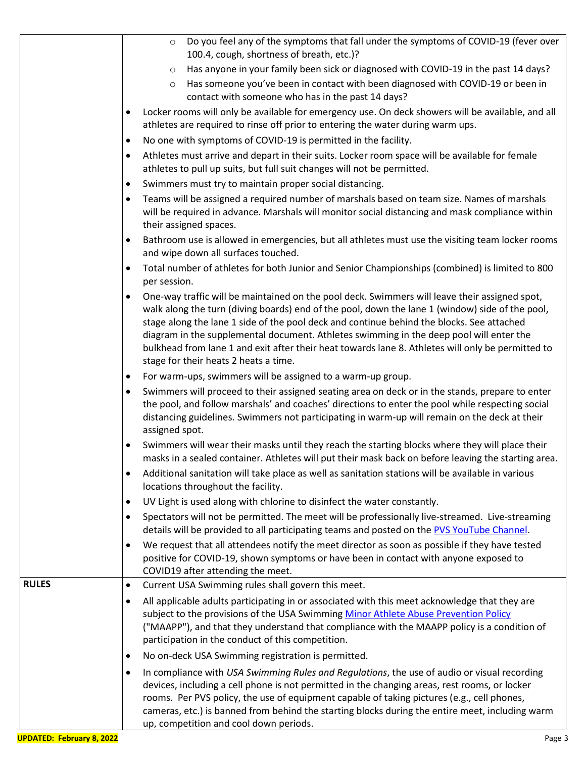|  |  |
| --- | --- |
|  | ◦ Do you feel any of the symptoms that fall under the symptoms of COVID-19 (fever over 100.4, cough, shortness of breath, etc.)?<br>◦ Has anyone in your family been sick or diagnosed with COVID-19 in the past 14 days?<br>◦ Has someone you've been in contact with been diagnosed with COVID-19 or been in contact with someone who has in the past 14 days?<br>• Locker rooms will only be available for emergency use. On deck showers will be available, and all athletes are required to rinse off prior to entering the water during warm ups.<br>• No one with symptoms of COVID-19 is permitted in the facility.<br>• Athletes must arrive and depart in their suits. Locker room space will be available for female athletes to pull up suits, but full suit changes will not be permitted.<br>• Swimmers must try to maintain proper social distancing.<br>• Teams will be assigned a required number of marshals based on team size. Names of marshals will be required in advance. Marshals will monitor social distancing and mask compliance within their assigned spaces.<br>• Bathroom use is allowed in emergencies, but all athletes must use the visiting team locker rooms and wipe down all surfaces touched.<br>• Total number of athletes for both Junior and Senior Championships (combined) is limited to 800 per session.<br>• One-way traffic will be maintained on the pool deck. Swimmers will leave their assigned spot, walk along the turn (diving boards) end of the pool, down the lane 1 (window) side of the pool, stage along the lane 1 side of the pool deck and continue behind the blocks. See attached diagram in the supplemental document. Athletes swimming in the deep pool will enter the bulkhead from lane 1 and exit after their heat towards lane 8. Athletes will only be permitted to stage for their heats 2 heats a time.<br>• For warm-ups, swimmers will be assigned to a warm-up group.<br>• Swimmers will proceed to their assigned seating area on deck or in the stands, prepare to enter the pool, and follow marshals' and coaches' directions to enter the pool while respecting social distancing guidelines. Swimmers not participating in warm-up will remain on the deck at their assigned spot.<br>• Swimmers will wear their masks until they reach the starting blocks where they will place their masks in a sealed container. Athletes will put their mask back on before leaving the starting area.<br>• Additional sanitation will take place as well as sanitation stations will be available in various locations throughout the facility.<br>• UV Light is used along with chlorine to disinfect the water constantly.<br>• Spectators will not be permitted. The meet will be professionally live-streamed. Live-streaming details will be provided to all participating teams and posted on the PVS YouTube Channel.<br>• We request that all attendees notify the meet director as soon as possible if they have tested positive for COVID-19, shown symptoms or have been in contact with anyone exposed to COVID19 after attending the meet. |
| **RULES** | • Current USA Swimming rules shall govern this meet.<br>• All applicable adults participating in or associated with this meet acknowledge that they are subject to the provisions of the USA Swimming Minor Athlete Abuse Prevention Policy ("MAAPP"), and that they understand that compliance with the MAAPP policy is a condition of participation in the conduct of this competition.<br>• No on-deck USA Swimming registration is permitted.<br>• In compliance with *USA Swimming Rules and Regulations*, the use of audio or visual recording devices, including a cell phone is not permitted in the changing areas, rest rooms, or locker rooms. Per PVS policy, the use of equipment capable of taking pictures (e.g., cell phones, cameras, etc.) is banned from behind the starting blocks during the entire meet, including warm up, competition and cool down periods. |

**UPDATED: February 8, 2022**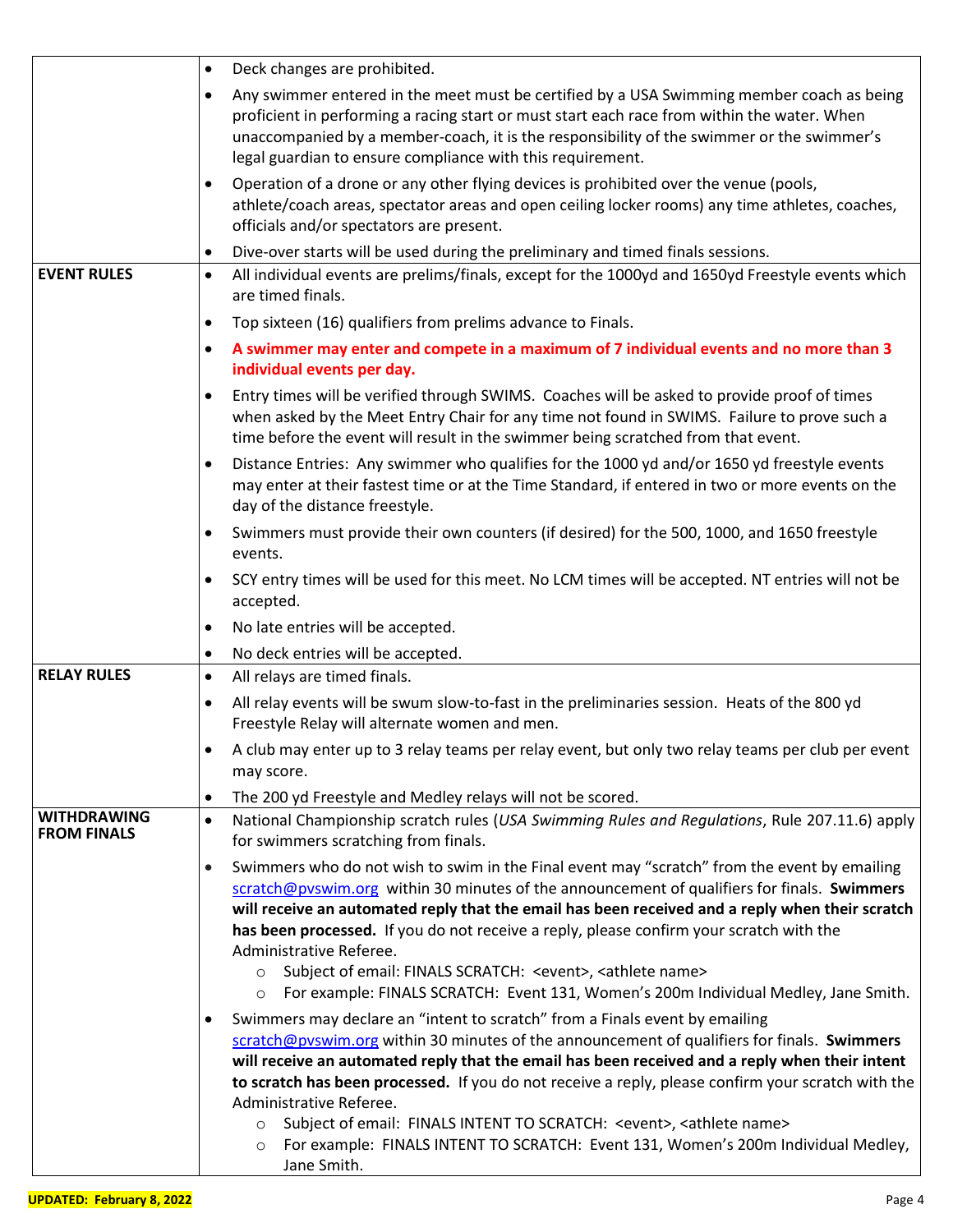| | |
|---|---|
| | • Deck changes are prohibited.<br>• Any swimmer entered in the meet must be certified by a USA Swimming member coach as being proficient in performing a racing start or must start each race from within the water. When unaccompanied by a member-coach, it is the responsibility of the swimmer or the swimmer's legal guardian to ensure compliance with this requirement.<br>• Operation of a drone or any other flying devices is prohibited over the venue (pools, athlete/coach areas, spectator areas and open ceiling locker rooms) any time athletes, coaches, officials and/or spectators are present.<br>• Dive-over starts will be used during the preliminary and timed finals sessions. |
| **EVENT RULES** | • All individual events are prelims/finals, except for the 1000yd and 1650yd Freestyle events which are timed finals.<br>• Top sixteen (16) qualifiers from prelims advance to Finals.<br>• **A swimmer may enter and compete in a maximum of 7 individual events and no more than 3 individual events per day.**<br>• Entry times will be verified through SWIMS. Coaches will be asked to provide proof of times when asked by the Meet Entry Chair for any time not found in SWIMS. Failure to prove such a time before the event will result in the swimmer being scratched from that event.<br>• Distance Entries: Any swimmer who qualifies for the 1000 yd and/or 1650 yd freestyle events may enter at their fastest time or at the Time Standard, if entered in two or more events on the day of the distance freestyle.<br>• Swimmers must provide their own counters (if desired) for the 500, 1000, and 1650 freestyle events.<br>• SCY entry times will be used for this meet. No LCM times will be accepted. NT entries will not be accepted.<br>• No late entries will be accepted.<br>• No deck entries will be accepted. |
| **RELAY RULES** | • All relays are timed finals.<br>• All relay events will be swum slow-to-fast in the preliminaries session. Heats of the 800 yd Freestyle Relay will alternate women and men.<br>• A club may enter up to 3 relay teams per relay event, but only two relay teams per club per event may score.<br>• The 200 yd Freestyle and Medley relays will not be scored. |
| **WITHDRAWING FROM FINALS** | • National Championship scratch rules (*USA Swimming Rules and Regulations*, Rule 207.11.6) apply for swimmers scratching from finals.<br>• Swimmers who do not wish to swim in the Final event may "scratch" from the event by emailing scratch@pvswim.org within 30 minutes of the announcement of qualifiers for finals. **Swimmers will receive an automated reply that the email has been received and a reply when their scratch has been processed.** If you do not receive a reply, please confirm your scratch with the Administrative Referee.<br>  ○ Subject of email: FINALS SCRATCH: <event>, <athlete name><br>  ○ For example: FINALS SCRATCH: Event 131, Women's 200m Individual Medley, Jane Smith.<br>• Swimmers may declare an "intent to scratch" from a Finals event by emailing scratch@pvswim.org within 30 minutes of the announcement of qualifiers for finals. **Swimmers will receive an automated reply that the email has been received and a reply when their intent to scratch has been processed.** If you do not receive a reply, please confirm your scratch with the Administrative Referee.<br>  ○ Subject of email: FINALS INTENT TO SCRATCH: <event>, <athlete name><br>  ○ For example: FINALS INTENT TO SCRATCH: Event 131, Women's 200m Individual Medley, Jane Smith. |

**UPDATED: February 8, 2022**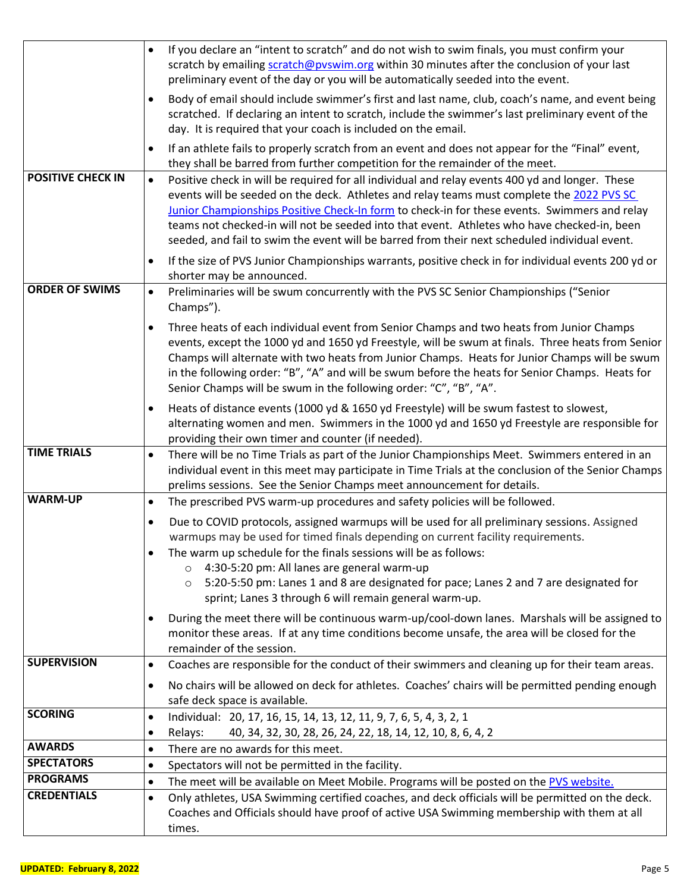| | |
|---|---|
| | • If you declare an "intent to scratch" and do not wish to swim finals, you must confirm your scratch by emailing scratch@pvswim.org within 30 minutes after the conclusion of your last preliminary event of the day or you will be automatically seeded into the event.<br>• Body of email should include swimmer's first and last name, club, coach's name, and event being scratched. If declaring an intent to scratch, include the swimmer's last preliminary event of the day. It is required that your coach is included on the email.<br>• If an athlete fails to properly scratch from an event and does not appear for the "Final" event, they shall be barred from further competition for the remainder of the meet. |
| **POSITIVE CHECK IN** | • Positive check in will be required for all individual and relay events 400 yd and longer. These events will be seeded on the deck. Athletes and relay teams must complete the 2022 PVS SC Junior Championships Positive Check-In form to check-in for these events. Swimmers and relay teams not checked-in will not be seeded into that event. Athletes who have checked-in, been seeded, and fail to swim the event will be barred from their next scheduled individual event.<br>• If the size of PVS Junior Championships warrants, positive check in for individual events 200 yd or shorter may be announced. |
| **ORDER OF SWIMS** | • Preliminaries will be swum concurrently with the PVS SC Senior Championships ("Senior Champs").<br>• Three heats of each individual event from Senior Champs and two heats from Junior Champs events, except the 1000 yd and 1650 yd Freestyle, will be swum at finals. Three heats from Senior Champs will alternate with two heats from Junior Champs. Heats for Junior Champs will be swum in the following order: "B", "A" and will be swum before the heats for Senior Champs. Heats for Senior Champs will be swum in the following order: "C", "B", "A".<br>• Heats of distance events (1000 yd & 1650 yd Freestyle) will be swum fastest to slowest, alternating women and men. Swimmers in the 1000 yd and 1650 yd Freestyle are responsible for providing their own timer and counter (if needed). |
| **TIME TRIALS** | • There will be no Time Trials as part of the Junior Championships Meet. Swimmers entered in an individual event in this meet may participate in Time Trials at the conclusion of the Senior Champs prelims sessions. See the Senior Champs meet announcement for details. |
| **WARM-UP** | • The prescribed PVS warm-up procedures and safety policies will be followed.<br>• Due to COVID protocols, assigned warmups will be used for all preliminary sessions. Assigned warmups may be used for timed finals depending on current facility requirements.<br>• The warm up schedule for the finals sessions will be as follows:<br>  ○ 4:30-5:20 pm: All lanes are general warm-up<br>  ○ 5:20-5:50 pm: Lanes 1 and 8 are designated for pace; Lanes 2 and 7 are designated for sprint; Lanes 3 through 6 will remain general warm-up.<br>• During the meet there will be continuous warm-up/cool-down lanes. Marshals will be assigned to monitor these areas. If at any time conditions become unsafe, the area will be closed for the remainder of the session. |
| **SUPERVISION** | • Coaches are responsible for the conduct of their swimmers and cleaning up for their team areas.<br>• No chairs will be allowed on deck for athletes. Coaches' chairs will be permitted pending enough safe deck space is available. |
| **SCORING** | • Individual: 20, 17, 16, 15, 14, 13, 12, 11, 9, 7, 6, 5, 4, 3, 2, 1<br>• Relays: 40, 34, 32, 30, 28, 26, 24, 22, 18, 14, 12, 10, 8, 6, 4, 2 |
| **AWARDS** | • There are no awards for this meet. |
| **SPECTATORS** | • Spectators will not be permitted in the facility. |
| **PROGRAMS** | • The meet will be available on Meet Mobile. Programs will be posted on the PVS website. |
| **CREDENTIALS** | • Only athletes, USA Swimming certified coaches, and deck officials will be permitted on the deck. Coaches and Officials should have proof of active USA Swimming membership with them at all times. |

**UPDATED: February 8, 2022**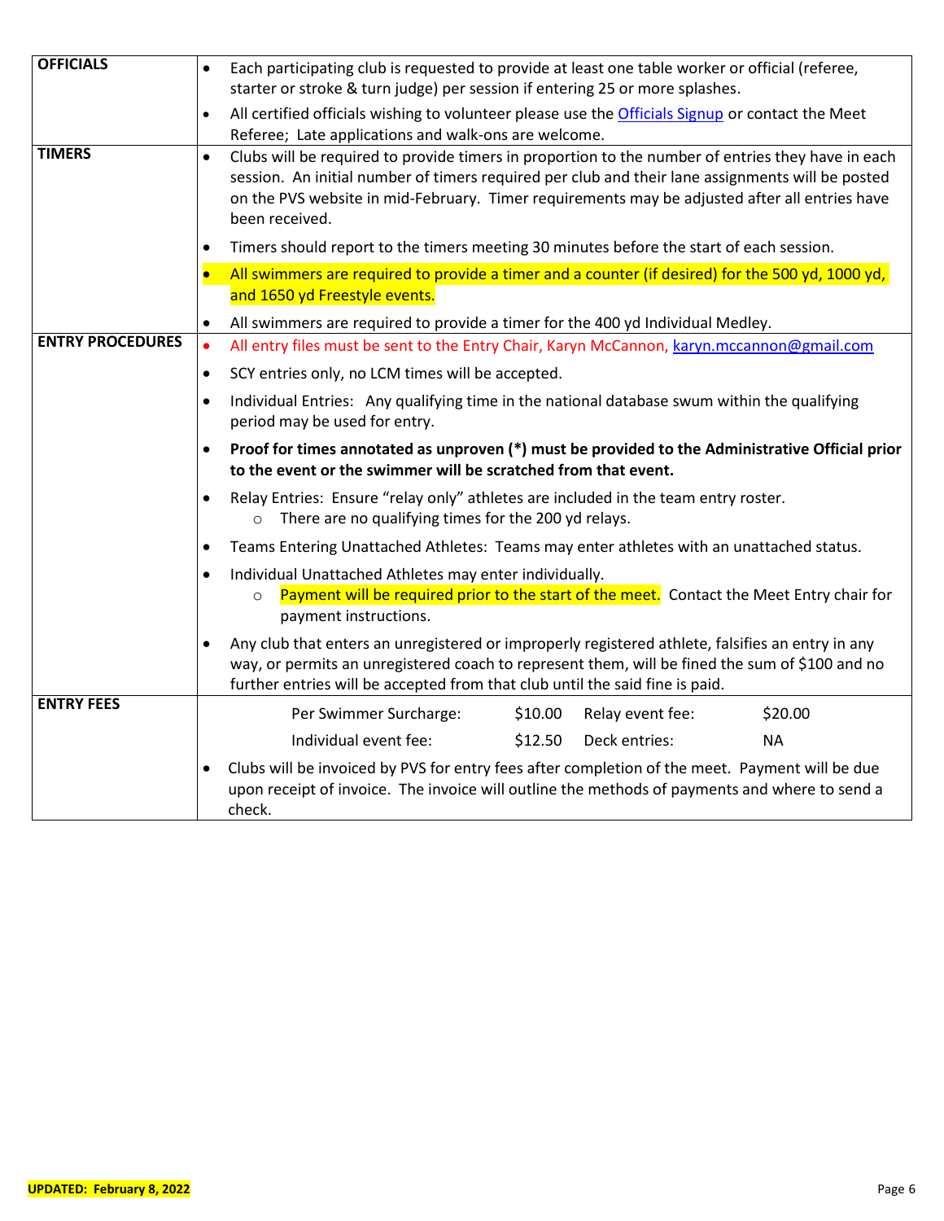| | |
|---|---|
| **OFFICIALS** | • Each participating club is requested to provide at least one table worker or official (referee, starter or stroke & turn judge) per session if entering 25 or more splashes.<br>• All certified officials wishing to volunteer please use the [Officials Signup]() or contact the Meet Referee; Late applications and walk-ons are welcome. |
| **TIMERS** | • Clubs will be required to provide timers in proportion to the number of entries they have in each session. An initial number of timers required per club and their lane assignments will be posted on the PVS website in mid-February. Timer requirements may be adjusted after all entries have been received.<br>• Timers should report to the timers meeting 30 minutes before the start of each session.<br>• All swimmers are required to provide a timer and a counter (if desired) for the 500 yd, 1000 yd, and 1650 yd Freestyle events.<br>• All swimmers are required to provide a timer for the 400 yd Individual Medley. |
| **ENTRY PROCEDURES** | • All entry files must be sent to the Entry Chair, Karyn McCannon, karyn.mccannon@gmail.com<br>• SCY entries only, no LCM times will be accepted.<br>• Individual Entries: Any qualifying time in the national database swum within the qualifying period may be used for entry.<br>• **Proof for times annotated as unproven (*) must be provided to the Administrative Official prior to the event or the swimmer will be scratched from that event.**<br>• Relay Entries: Ensure "relay only" athletes are included in the team entry roster.<br>&nbsp;&nbsp;&nbsp;&nbsp;○ There are no qualifying times for the 200 yd relays.<br>• Teams Entering Unattached Athletes: Teams may enter athletes with an unattached status.<br>• Individual Unattached Athletes may enter individually.<br>&nbsp;&nbsp;&nbsp;&nbsp;○ Payment will be required prior to the start of the meet. Contact the Meet Entry chair for payment instructions.<br>• Any club that enters an unregistered or improperly registered athlete, falsifies an entry in any way, or permits an unregistered coach to represent them, will be fined the sum of $100 and no further entries will be accepted from that club until the said fine is paid. |
| **ENTRY FEES** | Per Swimmer Surcharge: $10.00 &nbsp;&nbsp; Relay event fee: $20.00<br>Individual event fee: $12.50 &nbsp;&nbsp; Deck entries: NA<br>• Clubs will be invoiced by PVS for entry fees after completion of the meet. Payment will be due upon receipt of invoice. The invoice will outline the methods of payments and where to send a check. |

**UPDATED: February 8, 2022**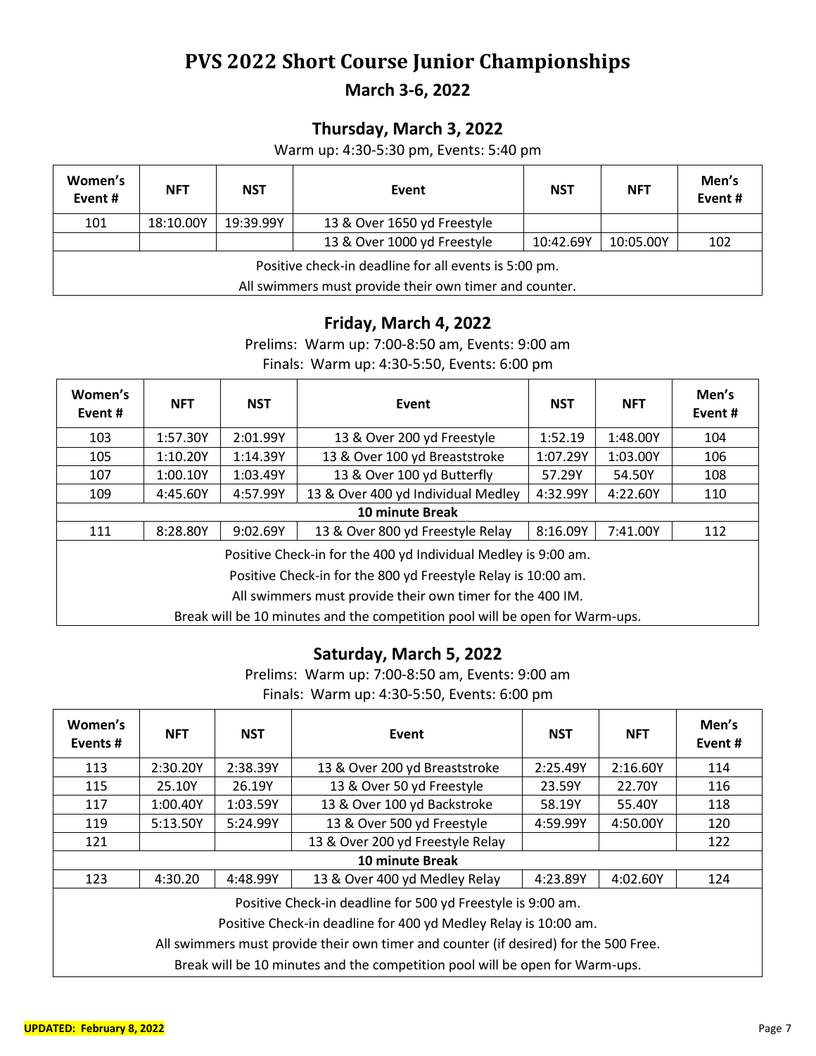# PVS 2022 Short Course Junior Championships

## March 3-6, 2022

### Thursday, March 3, 2022

Warm up: 4:30-5:30 pm, Events: 5:40 pm

| Women's Event # | NFT | NST | Event | NST | NFT | Men's Event # |
|---|---|---|---|---|---|---|
| 101 | 18:10.00Y | 19:39.99Y | 13 & Over 1650 yd Freestyle | | | |
| | | | 13 & Over 1000 yd Freestyle | 10:42.69Y | 10:05.00Y | 102 |
| Positive check-in deadline for all events is 5:00 pm. | | | | | | |
| All swimmers must provide their own timer and counter. | | | | | | |

### Friday, March 4, 2022

Prelims: Warm up: 7:00-8:50 am, Events: 9:00 am

Finals: Warm up: 4:30-5:50, Events: 6:00 pm

| Women's Event # | NFT | NST | Event | NST | NFT | Men's Event # |
|---|---|---|---|---|---|---|
| 103 | 1:57.30Y | 2:01.99Y | 13 & Over 200 yd Freestyle | 1:52.19 | 1:48.00Y | 104 |
| 105 | 1:10.20Y | 1:14.39Y | 13 & Over 100 yd Breaststroke | 1:07.29Y | 1:03.00Y | 106 |
| 107 | 1:00.10Y | 1:03.49Y | 13 & Over 100 yd Butterfly | 57.29Y | 54.50Y | 108 |
| 109 | 4:45.60Y | 4:57.99Y | 13 & Over 400 yd Individual Medley | 4:32.99Y | 4:22.60Y | 110 |
| **10 minute Break** | | | | | | |
| 111 | 8:28.80Y | 9:02.69Y | 13 & Over 800 yd Freestyle Relay | 8:16.09Y | 7:41.00Y | 112 |
| Positive Check-in for the 400 yd Individual Medley is 9:00 am. | | | | | | |
| Positive Check-in for the 800 yd Freestyle Relay is 10:00 am. | | | | | | |
| All swimmers must provide their own timer for the 400 IM. | | | | | | |
| Break will be 10 minutes and the competition pool will be open for Warm-ups. | | | | | | |

### Saturday, March 5, 2022

Prelims: Warm up: 7:00-8:50 am, Events: 9:00 am

Finals: Warm up: 4:30-5:50, Events: 6:00 pm

| Women's Events # | NFT | NST | Event | NST | NFT | Men's Event # |
|---|---|---|---|---|---|---|
| 113 | 2:30.20Y | 2:38.39Y | 13 & Over 200 yd Breaststroke | 2:25.49Y | 2:16.60Y | 114 |
| 115 | 25.10Y | 26.19Y | 13 & Over 50 yd Freestyle | 23.59Y | 22.70Y | 116 |
| 117 | 1:00.40Y | 1:03.59Y | 13 & Over 100 yd Backstroke | 58.19Y | 55.40Y | 118 |
| 119 | 5:13.50Y | 5:24.99Y | 13 & Over 500 yd Freestyle | 4:59.99Y | 4:50.00Y | 120 |
| 121 | | | 13 & Over 200 yd Freestyle Relay | | | 122 |
| **10 minute Break** | | | | | | |
| 123 | 4:30.20 | 4:48.99Y | 13 & Over 400 yd Medley Relay | 4:23.89Y | 4:02.60Y | 124 |
| Positive Check-in deadline for 500 yd Freestyle is 9:00 am. | | | | | | |
| Positive Check-in deadline for 400 yd Medley Relay is 10:00 am. | | | | | | |
| All swimmers must provide their own timer and counter (if desired) for the 500 Free. | | | | | | |
| Break will be 10 minutes and the competition pool will be open for Warm-ups. | | | | | | |

**UPDATED: February 8, 2022**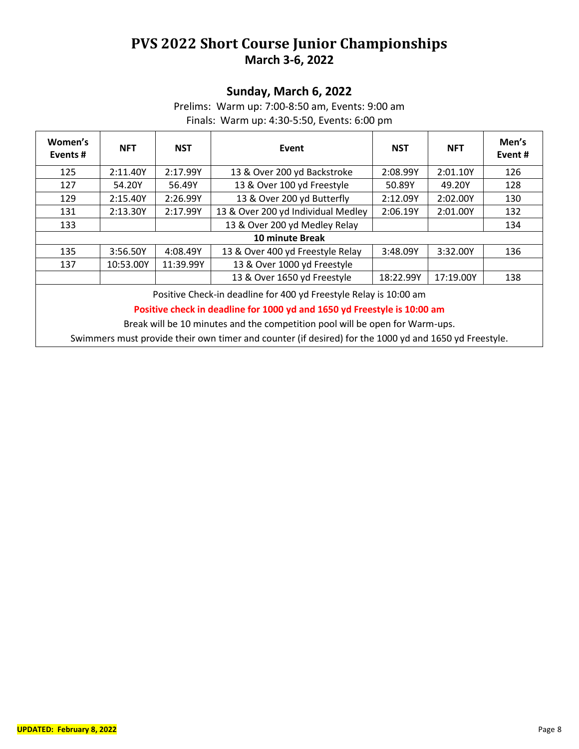# PVS 2022 Short Course Junior Championships

## March 3-6, 2022

### Sunday, March 6, 2022

Prelims: Warm up: 7:00-8:50 am, Events: 9:00 am

Finals: Warm up: 4:30-5:50, Events: 6:00 pm

| Women's Events # | NFT | NST | Event | NST | NFT | Men's Event # |
|---|---|---|---|---|---|---|
| 125 | 2:11.40Y | 2:17.99Y | 13 & Over 200 yd Backstroke | 2:08.99Y | 2:01.10Y | 126 |
| 127 | 54.20Y | 56.49Y | 13 & Over 100 yd Freestyle | 50.89Y | 49.20Y | 128 |
| 129 | 2:15.40Y | 2:26.99Y | 13 & Over 200 yd Butterfly | 2:12.09Y | 2:02.00Y | 130 |
| 131 | 2:13.30Y | 2:17.99Y | 13 & Over 200 yd Individual Medley | 2:06.19Y | 2:01.00Y | 132 |
| 133 | | | 13 & Over 200 yd Medley Relay | | | 134 |
| | | | **10 minute Break** | | | |
| 135 | 3:56.50Y | 4:08.49Y | 13 & Over 400 yd Freestyle Relay | 3:48.09Y | 3:32.00Y | 136 |
| 137 | 10:53.00Y | 11:39.99Y | 13 & Over 1000 yd Freestyle | | | |
| | | | 13 & Over 1650 yd Freestyle | 18:22.99Y | 17:19.00Y | 138 |

Positive Check-in deadline for 400 yd Freestyle Relay is 10:00 am

**Positive check in deadline for 1000 yd and 1650 yd Freestyle is 10:00 am**

Break will be 10 minutes and the competition pool will be open for Warm-ups.

Swimmers must provide their own timer and counter (if desired) for the 1000 yd and 1650 yd Freestyle.

**UPDATED: February 8, 2022**